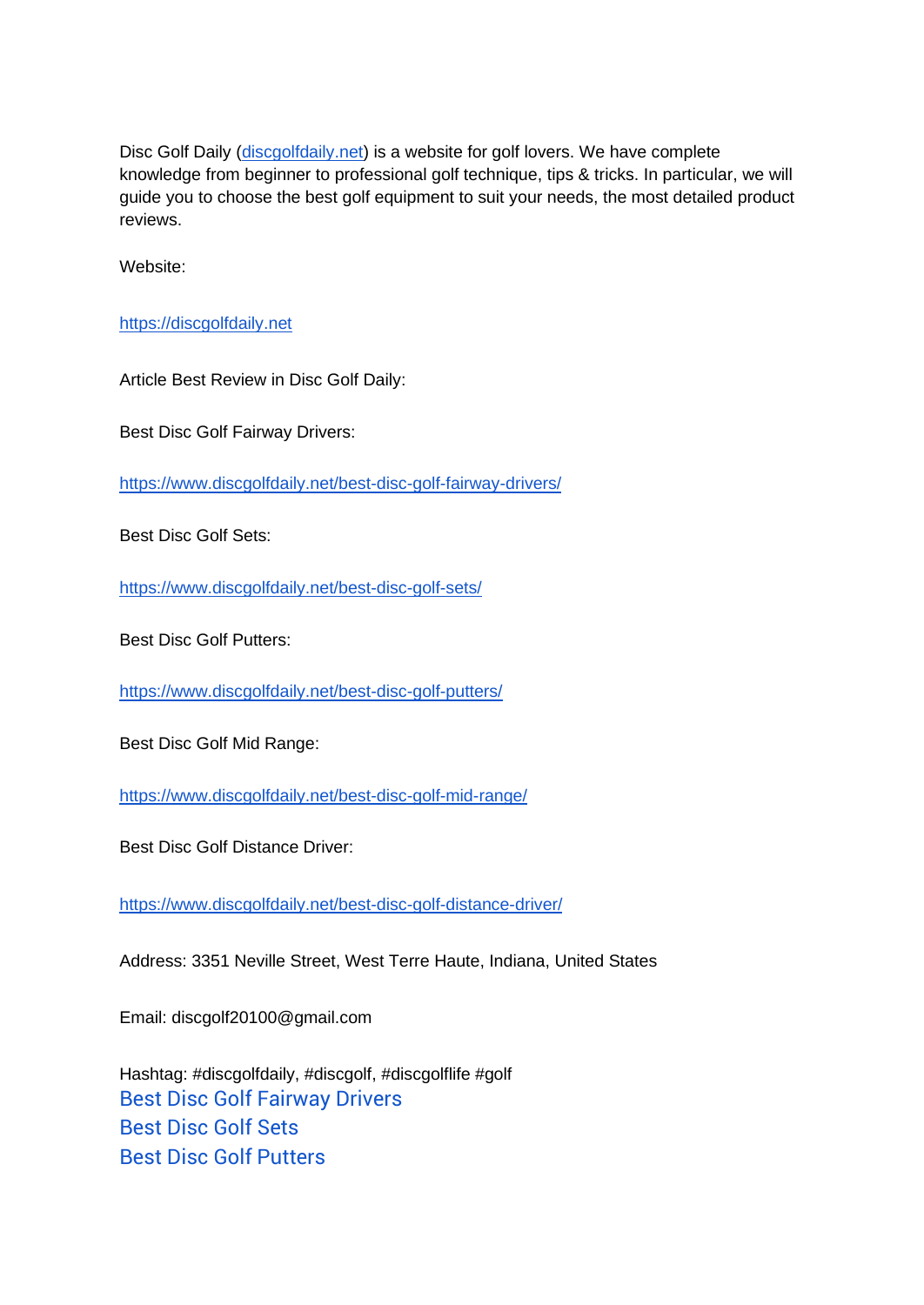Disc Golf Daily ([discgolfdaily.net](https://discgolfdaily.net)) is a website for golf lovers. We have complete knowledge from beginner to professional golf technique, tips & tricks. In particular, we will guide you to choose the best golf equipment to suit your needs, the most detailed product reviews.

Website:

[https://discgolfdaily.net](https://discgolfdaily.net)

Article Best Review in Disc Golf Daily:

Best Disc Golf Fairway Drivers:

[https://www.discgolfdaily.net/best-disc-golf-fairway-drivers/](https://www.discgolfdaily.net/best-disc-golf-fairway-drivers/)

Best Disc Golf Sets:

[https://www.discgolfdaily.net/best-disc-golf-sets/](https://www.discgolfdaily.net/best-disc-golf-sets/)

Best Disc Golf Putters:

[https://www.discgolfdaily.net/best-disc-golf-putters/](https://www.discgolfdaily.net/best-disc-golf-putters/)

Best Disc Golf Mid Range:

[https://www.discgolfdaily.net/best-disc-golf-mid-range/](https://www.discgolfdaily.net/best-disc-golf-mid-range/)

Best Disc Golf Distance Driver:

[https://www.discgolfdaily.net/best-disc-golf-distance-driver/](https://www.discgolfdaily.net/best-disc-golf-distance-driver/)

Address: 3351 Neville Street, West Terre Haute, Indiana, United States

Email: discgolf20100@gmail.com

Hashtag: #discgolfdaily, #discgolf, #discgolflife #golf

Best Disc Golf Fairway Drivers

Best Disc Golf Sets

Best Disc Golf Putters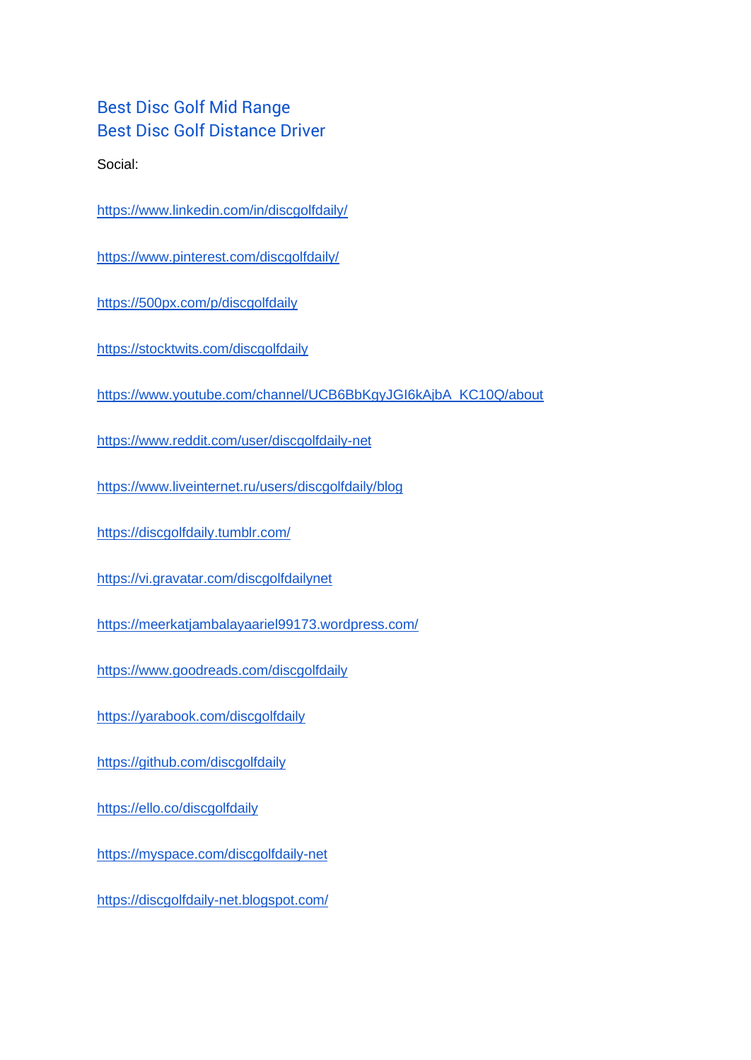Best Disc Golf Mid Range
Best Disc Golf Distance Driver

Social:

https://www.linkedin.com/in/discgolfdaily/

https://www.pinterest.com/discgolfdaily/

https://500px.com/p/discgolfdaily

https://stocktwits.com/discgolfdaily

https://www.youtube.com/channel/UCB6BbKgyJGI6kAjbA_KC10Q/about

https://www.reddit.com/user/discgolfdaily-net

https://www.liveinternet.ru/users/discgolfdaily/blog

https://discgolfdaily.tumblr.com/

https://vi.gravatar.com/discgolfdailynet

https://meerkatjambalayaariel99173.wordpress.com/

https://www.goodreads.com/discgolfdaily

https://yarabook.com/discgolfdaily

https://github.com/discgolfdaily

https://ello.co/discgolfdaily

https://myspace.com/discgolfdaily-net

https://discgolfdaily-net.blogspot.com/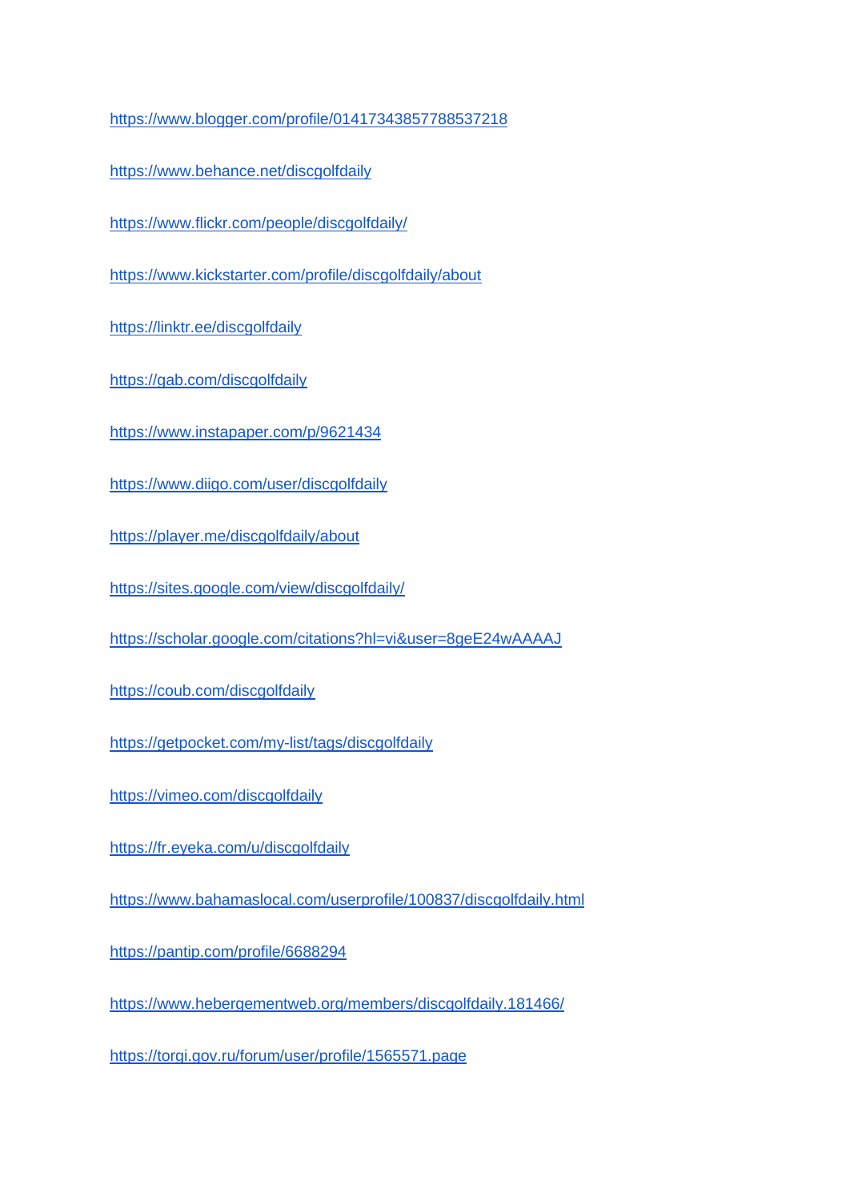https://www.blogger.com/profile/01417343857788537218

https://www.behance.net/discgolfdaily

https://www.flickr.com/people/discgolfdaily/

https://www.kickstarter.com/profile/discgolfdaily/about

https://linktr.ee/discgolfdaily

https://gab.com/discgolfdaily

https://www.instapaper.com/p/9621434

https://www.diigo.com/user/discgolfdaily

https://player.me/discgolfdaily/about

https://sites.google.com/view/discgolfdaily/

https://scholar.google.com/citations?hl=vi&user=8geE24wAAAAJ

https://coub.com/discgolfdaily

https://getpocket.com/my-list/tags/discgolfdaily

https://vimeo.com/discgolfdaily

https://fr.eyeka.com/u/discgolfdaily

https://www.bahamaslocal.com/userprofile/100837/discgolfdaily.html

https://pantip.com/profile/6688294

https://www.hebergementweb.org/members/discgolfdaily.181466/

https://torgi.gov.ru/forum/user/profile/1565571.page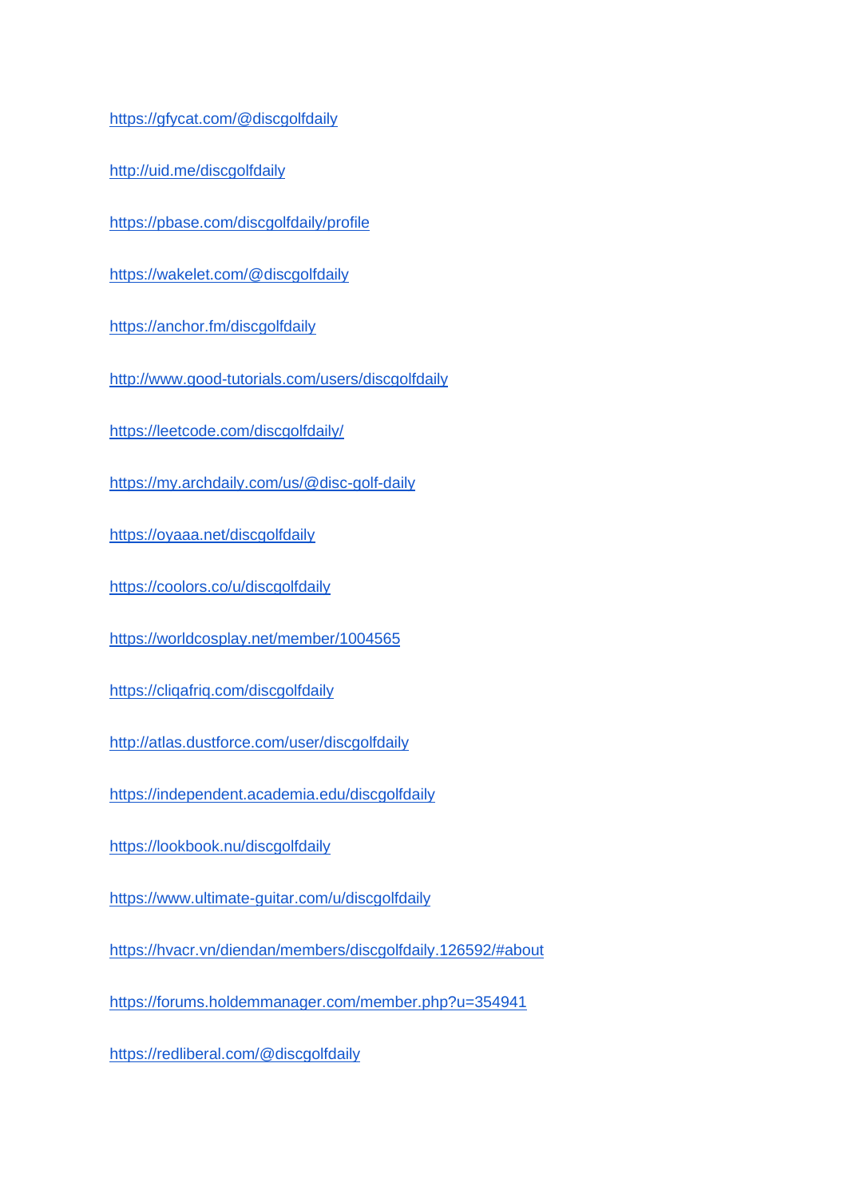https://gfycat.com/@discgolfdaily

http://uid.me/discgolfdaily

https://pbase.com/discgolfdaily/profile

https://wakelet.com/@discgolfdaily

https://anchor.fm/discgolfdaily

http://www.good-tutorials.com/users/discgolfdaily

https://leetcode.com/discgolfdaily/

https://my.archdaily.com/us/@disc-golf-daily

https://oyaaa.net/discgolfdaily

https://coolors.co/u/discgolfdaily

https://worldcosplay.net/member/1004565

https://cliqafriq.com/discgolfdaily

http://atlas.dustforce.com/user/discgolfdaily

https://independent.academia.edu/discgolfdaily

https://lookbook.nu/discgolfdaily

https://www.ultimate-guitar.com/u/discgolfdaily

https://hvacr.vn/diendan/members/discgolfdaily.126592/#about

https://forums.holdemmanager.com/member.php?u=354941

https://redliberal.com/@discgolfdaily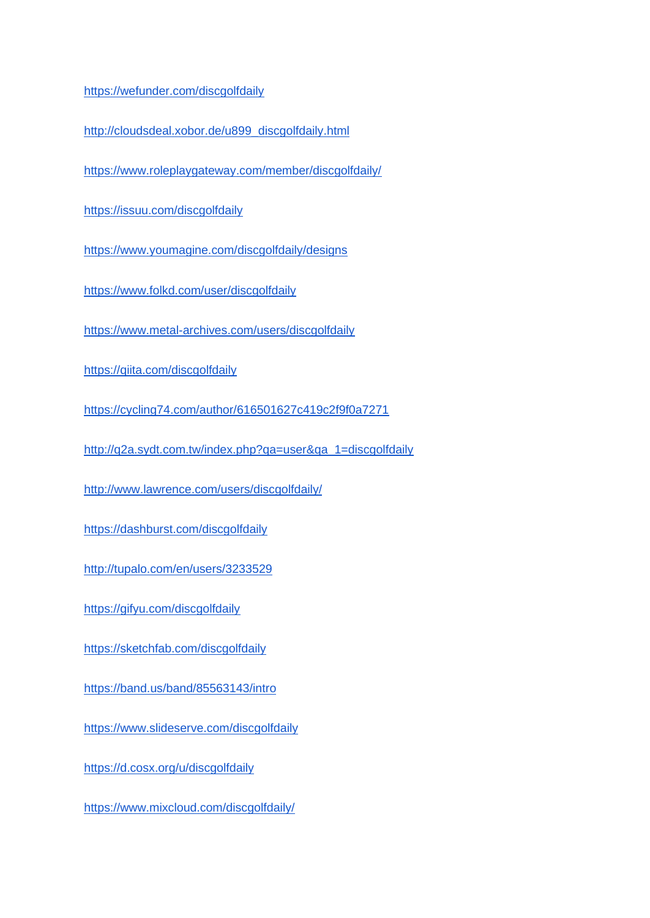https://wefunder.com/discgolfdaily

http://cloudsdeal.xobor.de/u899_discgolfdaily.html

https://www.roleplaygateway.com/member/discgolfdaily/

https://issuu.com/discgolfdaily

https://www.youmagine.com/discgolfdaily/designs

https://www.folkd.com/user/discgolfdaily

https://www.metal-archives.com/users/discgolfdaily

https://qiita.com/discgolfdaily

https://cycling74.com/author/616501627c419c2f9f0a7271

http://q2a.sydt.com.tw/index.php?qa=user&qa_1=discgolfdaily

http://www.lawrence.com/users/discgolfdaily/

https://dashburst.com/discgolfdaily

http://tupalo.com/en/users/3233529

https://gifyu.com/discgolfdaily

https://sketchfab.com/discgolfdaily

https://band.us/band/85563143/intro

https://www.slideserve.com/discgolfdaily

https://d.cosx.org/u/discgolfdaily

https://www.mixcloud.com/discgolfdaily/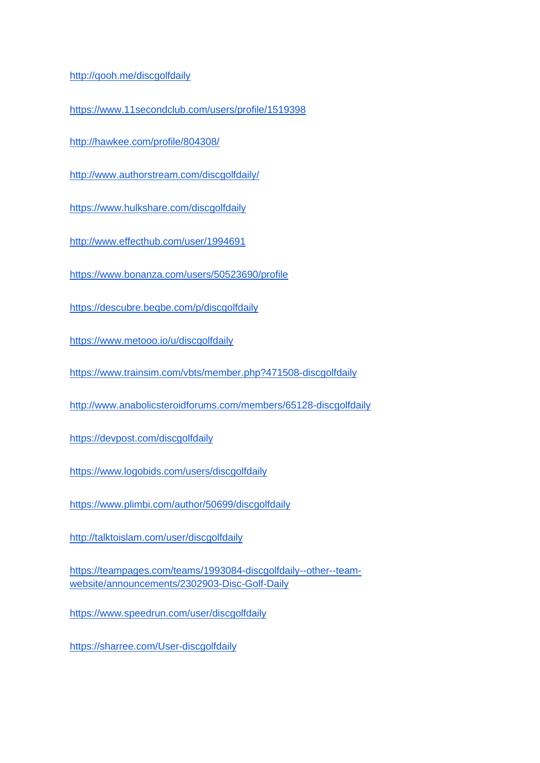http://qooh.me/discgolfdaily

https://www.11secondclub.com/users/profile/1519398

http://hawkee.com/profile/804308/

http://www.authorstream.com/discgolfdaily/

https://www.hulkshare.com/discgolfdaily

http://www.effecthub.com/user/1994691

https://www.bonanza.com/users/50523690/profile

https://descubre.beqbe.com/p/discgolfdaily

https://www.metooo.io/u/discgolfdaily

https://www.trainsim.com/vbts/member.php?471508-discgolfdaily

http://www.anabolicsteroidforums.com/members/65128-discgolfdaily

https://devpost.com/discgolfdaily

https://www.logobids.com/users/discgolfdaily

https://www.plimbi.com/author/50699/discgolfdaily

http://talktoislam.com/user/discgolfdaily

https://teampages.com/teams/1993084-discgolfdaily--other--team-website/announcements/2302903-Disc-Golf-Daily

https://www.speedrun.com/user/discgolfdaily

https://sharree.com/User-discgolfdaily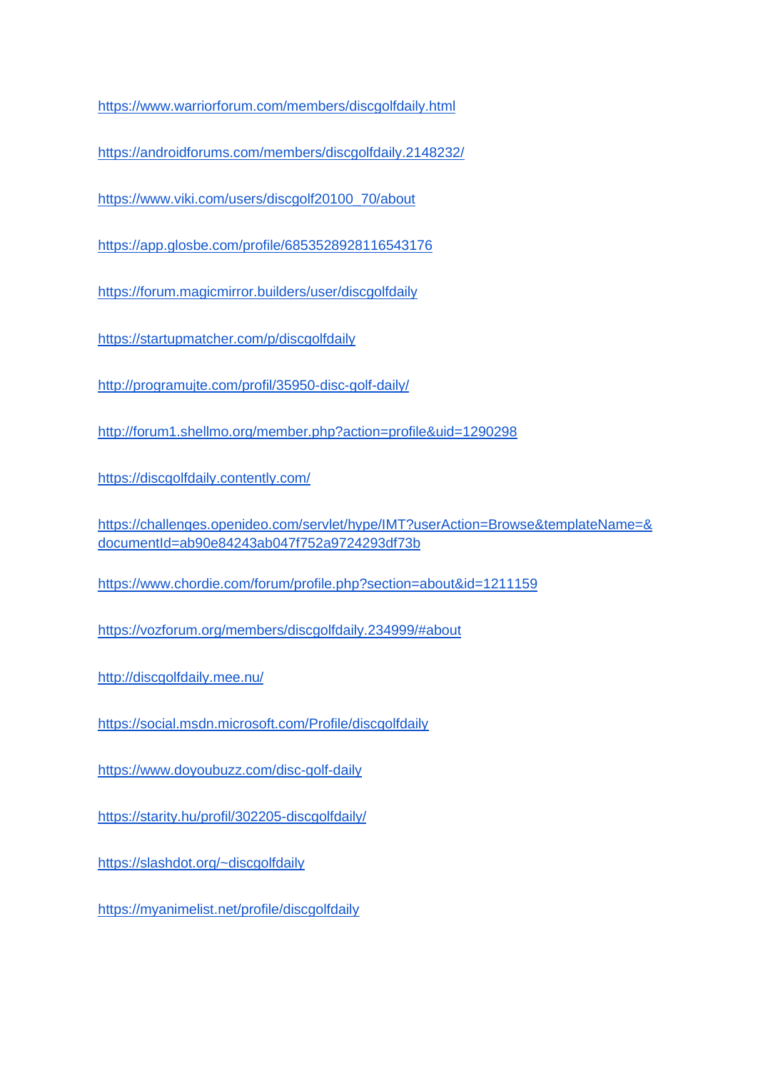https://www.warriorforum.com/members/discgolfdaily.html

https://androidforums.com/members/discgolfdaily.2148232/

https://www.viki.com/users/discgolf20100_70/about

https://app.glosbe.com/profile/6853528928116543176

https://forum.magicmirror.builders/user/discgolfdaily

https://startupmatcher.com/p/discgolfdaily

http://programujte.com/profil/35950-disc-golf-daily/

http://forum1.shellmo.org/member.php?action=profile&uid=1290298

https://discgolfdaily.contently.com/

https://challenges.openideo.com/servlet/hype/IMT?userAction=Browse&templateName=&documentId=ab90e84243ab047f752a9724293df73b

https://www.chordie.com/forum/profile.php?section=about&id=1211159

https://vozforum.org/members/discgolfdaily.234999/#about

http://discgolfdaily.mee.nu/

https://social.msdn.microsoft.com/Profile/discgolfdaily

https://www.doyoubuzz.com/disc-golf-daily

https://starity.hu/profil/302205-discgolfdaily/

https://slashdot.org/~discgolfdaily

https://myanimelist.net/profile/discgolfdaily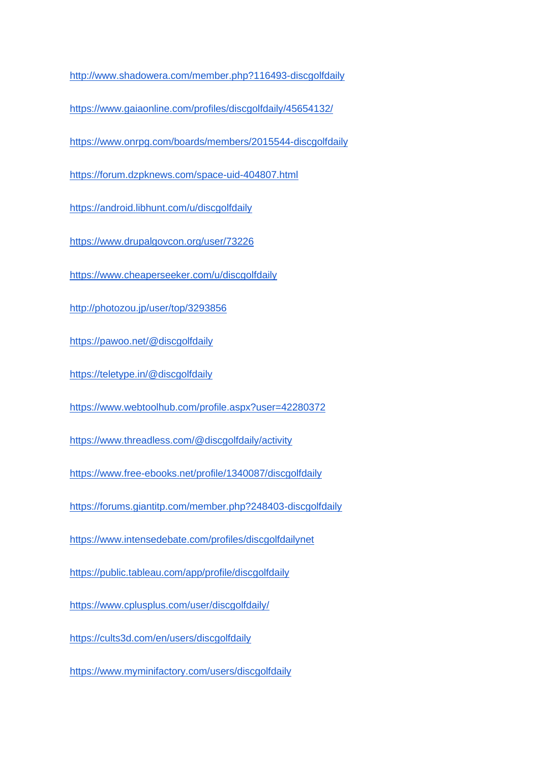http://www.shadowera.com/member.php?116493-discgolfdaily

https://www.gaiaonline.com/profiles/discgolfdaily/45654132/

https://www.onrpg.com/boards/members/2015544-discgolfdaily

https://forum.dzpknews.com/space-uid-404807.html

https://android.libhunt.com/u/discgolfdaily

https://www.drupalgovcon.org/user/73226

https://www.cheaperseeker.com/u/discgolfdaily

http://photozou.jp/user/top/3293856

https://pawoo.net/@discgolfdaily

https://teletype.in/@discgolfdaily

https://www.webtoolhub.com/profile.aspx?user=42280372

https://www.threadless.com/@discgolfdaily/activity

https://www.free-ebooks.net/profile/1340087/discgolfdaily

https://forums.giantitp.com/member.php?248403-discgolfdaily

https://www.intensedebate.com/profiles/discgolfdailynet

https://public.tableau.com/app/profile/discgolfdaily

https://www.cplusplus.com/user/discgolfdaily/

https://cults3d.com/en/users/discgolfdaily

https://www.myminifactory.com/users/discgolfdaily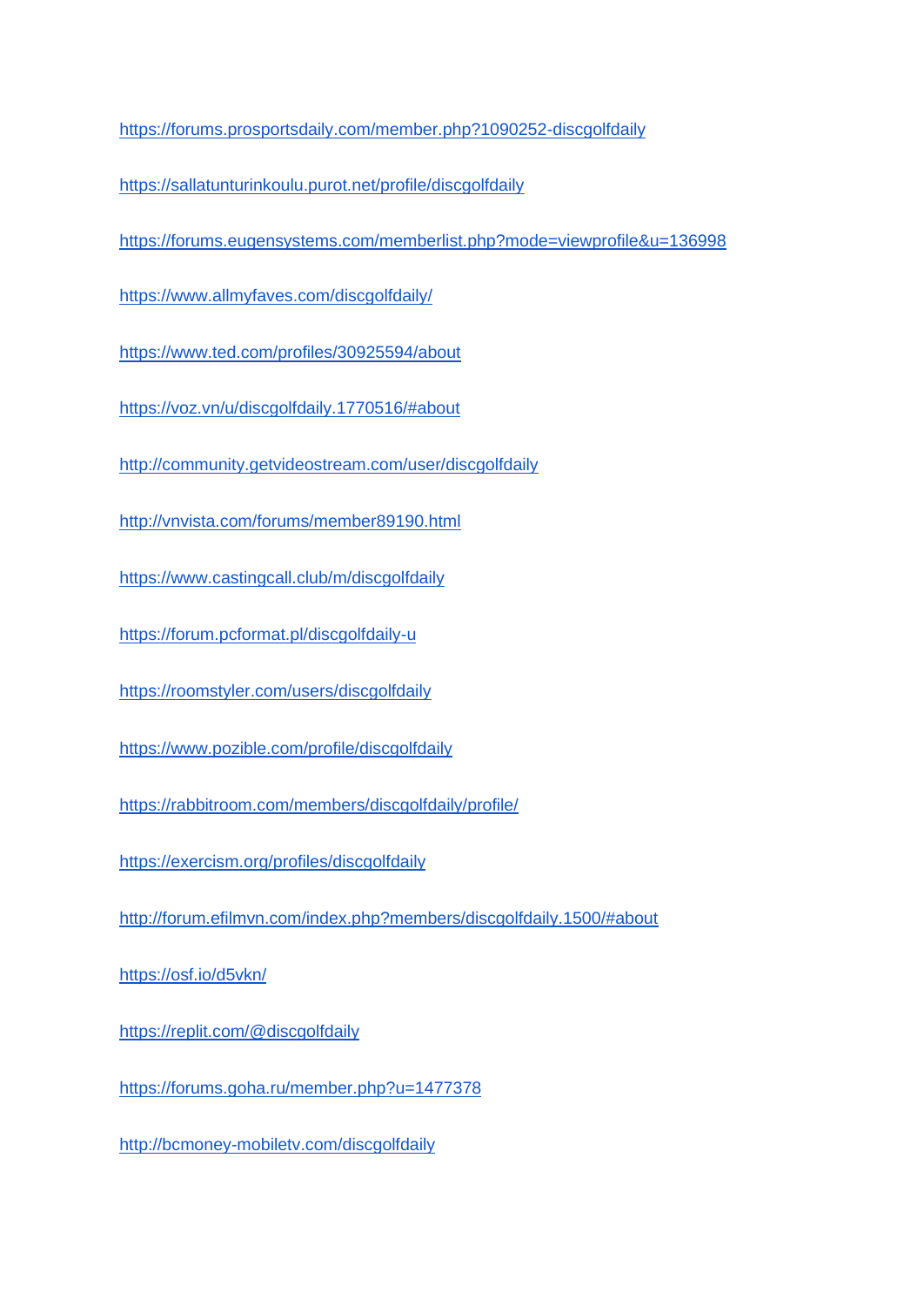https://forums.prosportsdaily.com/member.php?1090252-discgolfdaily

https://sallatunturinkoulu.purot.net/profile/discgolfdaily

https://forums.eugensystems.com/memberlist.php?mode=viewprofile&u=136998

https://www.allmyfaves.com/discgolfdaily/

https://www.ted.com/profiles/30925594/about

https://voz.vn/u/discgolfdaily.1770516/#about

http://community.getvideostream.com/user/discgolfdaily

http://vnvista.com/forums/member89190.html

https://www.castingcall.club/m/discgolfdaily

https://forum.pcformat.pl/discgolfdaily-u

https://roomstyler.com/users/discgolfdaily

https://www.pozible.com/profile/discgolfdaily

https://rabbitroom.com/members/discgolfdaily/profile/

https://exercism.org/profiles/discgolfdaily

http://forum.efilmvn.com/index.php?members/discgolfdaily.1500/#about

https://osf.io/d5vkn/

https://replit.com/@discgolfdaily

https://forums.goha.ru/member.php?u=1477378

http://bcmoney-mobiletv.com/discgolfdaily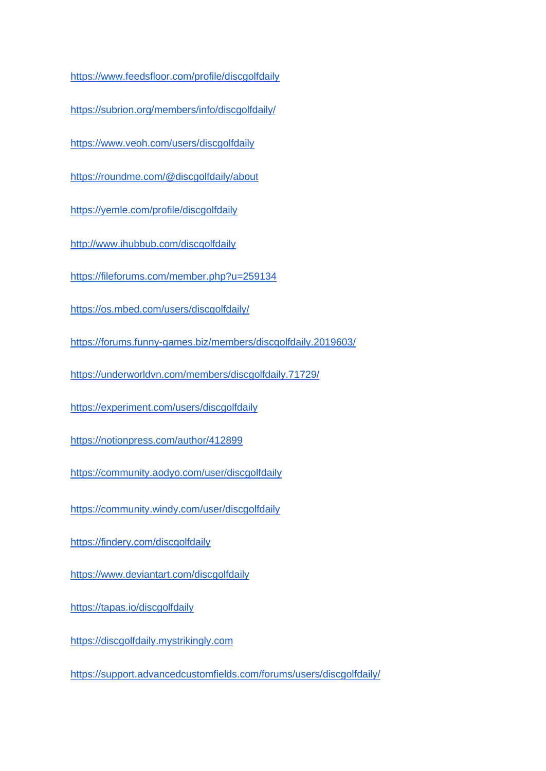https://www.feedsfloor.com/profile/discgolfdaily

https://subrion.org/members/info/discgolfdaily/

https://www.veoh.com/users/discgolfdaily

https://roundme.com/@discgolfdaily/about

https://yemle.com/profile/discgolfdaily

http://www.ihubbub.com/discgolfdaily

https://fileforums.com/member.php?u=259134

https://os.mbed.com/users/discgolfdaily/

https://forums.funny-games.biz/members/discgolfdaily.2019603/

https://underworldvn.com/members/discgolfdaily.71729/

https://experiment.com/users/discgolfdaily

https://notionpress.com/author/412899

https://community.aodyo.com/user/discgolfdaily

https://community.windy.com/user/discgolfdaily

https://findery.com/discgolfdaily

https://www.deviantart.com/discgolfdaily

https://tapas.io/discgolfdaily

https://discgolfdaily.mystrikingly.com

https://support.advancedcustomfields.com/forums/users/discgolfdaily/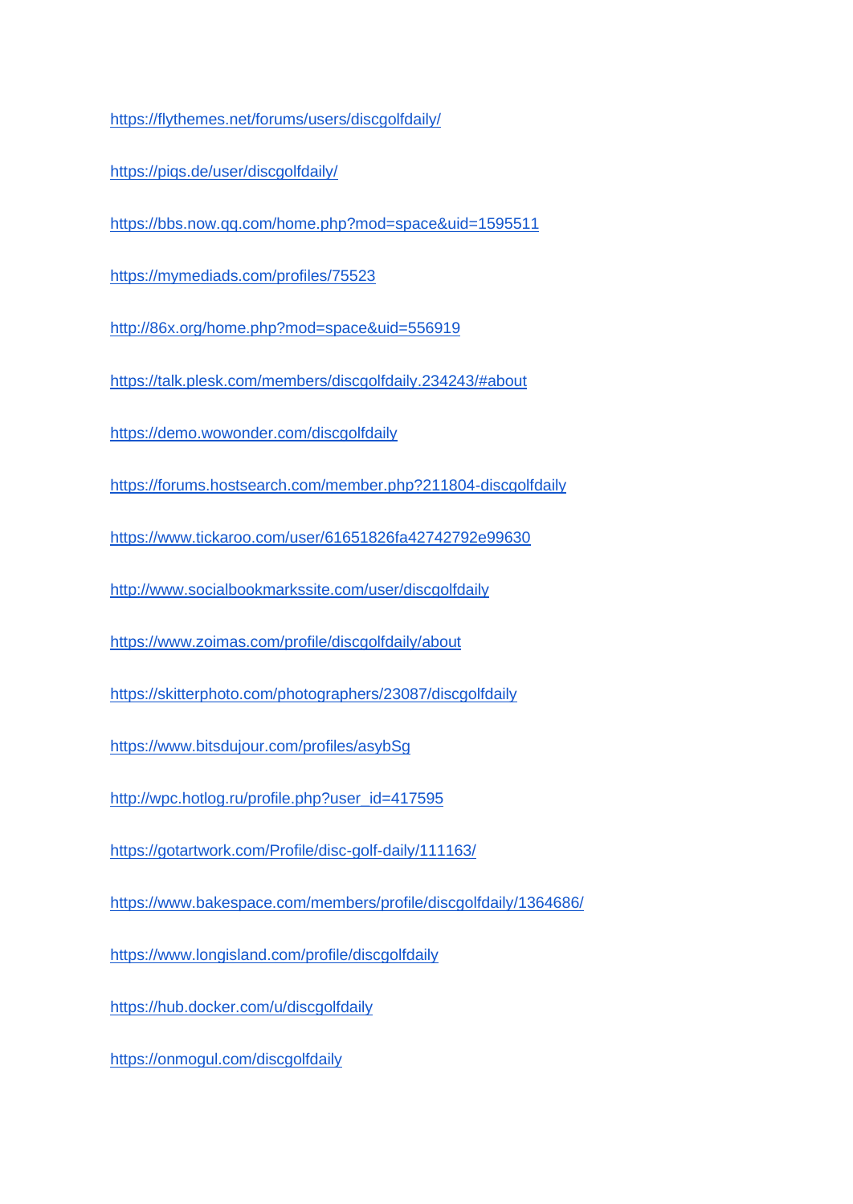https://flythemes.net/forums/users/discgolfdaily/

https://piqs.de/user/discgolfdaily/

https://bbs.now.qq.com/home.php?mod=space&uid=1595511

https://mymediads.com/profiles/75523

http://86x.org/home.php?mod=space&uid=556919

https://talk.plesk.com/members/discgolfdaily.234243/#about

https://demo.wowonder.com/discgolfdaily

https://forums.hostsearch.com/member.php?211804-discgolfdaily

https://www.tickaroo.com/user/61651826fa42742792e99630

http://www.socialbookmarkssite.com/user/discgolfdaily

https://www.zoimas.com/profile/discgolfdaily/about

https://skitterphoto.com/photographers/23087/discgolfdaily

https://www.bitsdujour.com/profiles/asybSg

http://wpc.hotlog.ru/profile.php?user_id=417595

https://gotartwork.com/Profile/disc-golf-daily/111163/

https://www.bakespace.com/members/profile/discgolfdaily/1364686/

https://www.longisland.com/profile/discgolfdaily

https://hub.docker.com/u/discgolfdaily

https://onmogul.com/discgolfdaily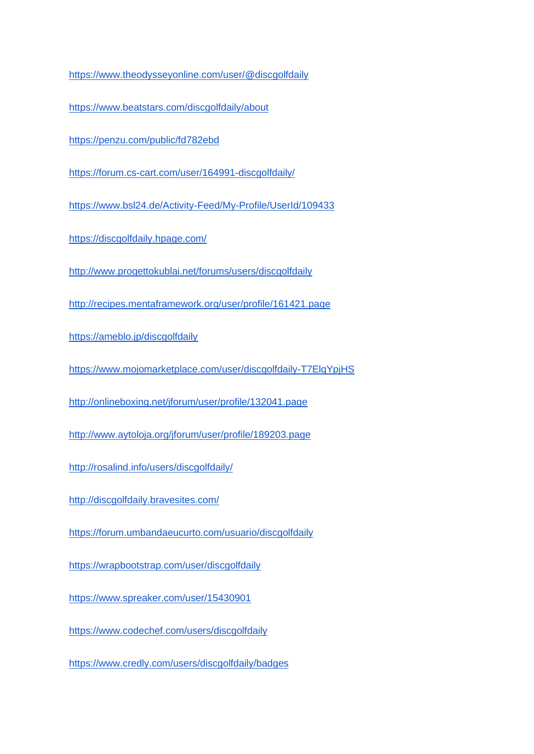https://www.theodysseyonline.com/user/@discgolfdaily

https://www.beatstars.com/discgolfdaily/about

https://penzu.com/public/fd782ebd

https://forum.cs-cart.com/user/164991-discgolfdaily/

https://www.bsl24.de/Activity-Feed/My-Profile/UserId/109433

https://discgolfdaily.hpage.com/

http://www.progettokublai.net/forums/users/discgolfdaily

http://recipes.mentaframework.org/user/profile/161421.page

https://ameblo.jp/discgolfdaily

https://www.mojomarketplace.com/user/discgolfdaily-T7ElqYpjHS

http://onlineboxing.net/jforum/user/profile/132041.page

http://www.aytoloja.org/jforum/user/profile/189203.page

http://rosalind.info/users/discgolfdaily/

http://discgolfdaily.bravesites.com/

https://forum.umbandaeucurto.com/usuario/discgolfdaily

https://wrapbootstrap.com/user/discgolfdaily

https://www.spreaker.com/user/15430901

https://www.codechef.com/users/discgolfdaily

https://www.credly.com/users/discgolfdaily/badges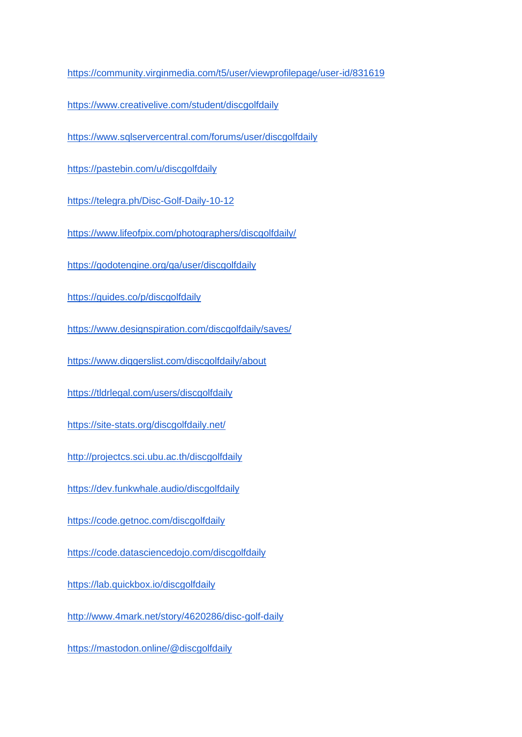https://community.virginmedia.com/t5/user/viewprofilepage/user-id/831619

https://www.creativelive.com/student/discgolfdaily

https://www.sqlservercentral.com/forums/user/discgolfdaily

https://pastebin.com/u/discgolfdaily

https://telegra.ph/Disc-Golf-Daily-10-12

https://www.lifeofpix.com/photographers/discgolfdaily/

https://godotengine.org/qa/user/discgolfdaily

https://guides.co/p/discgolfdaily

https://www.designspiration.com/discgolfdaily/saves/

https://www.diggerslist.com/discgolfdaily/about

https://tldrlegal.com/users/discgolfdaily

https://site-stats.org/discgolfdaily.net/

http://projectcs.sci.ubu.ac.th/discgolfdaily

https://dev.funkwhale.audio/discgolfdaily

https://code.getnoc.com/discgolfdaily

https://code.datasciencedojo.com/discgolfdaily

https://lab.quickbox.io/discgolfdaily

http://www.4mark.net/story/4620286/disc-golf-daily

https://mastodon.online/@discgolfdaily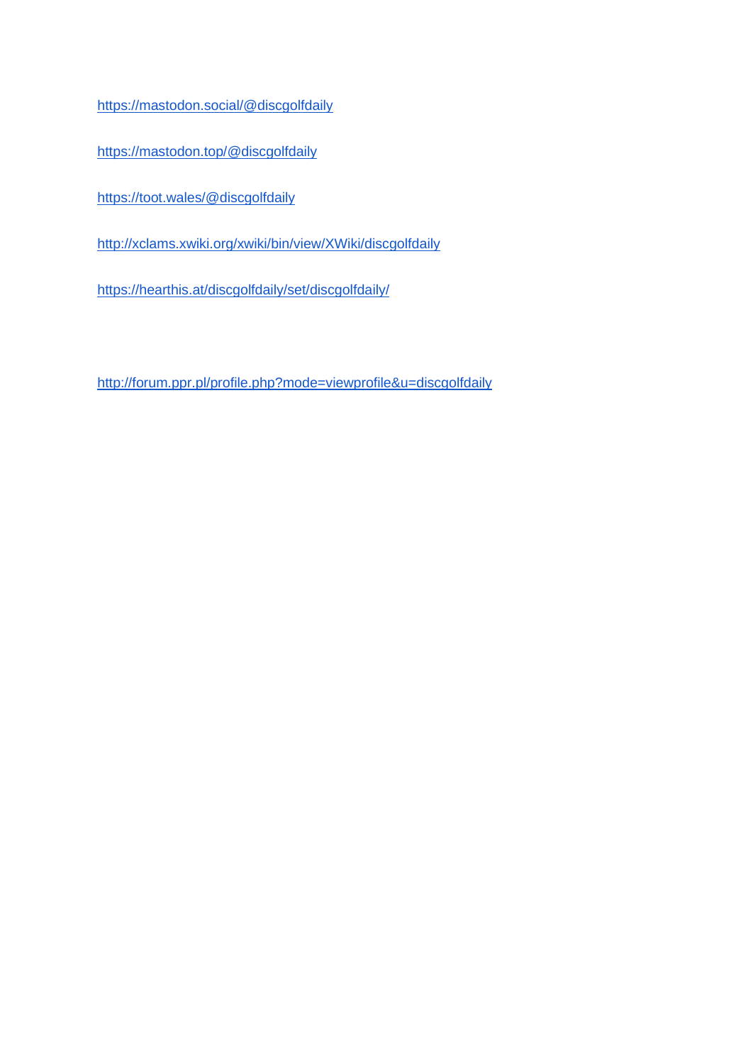https://mastodon.social/@discgolfdaily

https://mastodon.top/@discgolfdaily

https://toot.wales/@discgolfdaily

http://xclams.xwiki.org/xwiki/bin/view/XWiki/discgolfdaily

https://hearthis.at/discgolfdaily/set/discgolfdaily/

http://forum.ppr.pl/profile.php?mode=viewprofile&u=discgolfdaily